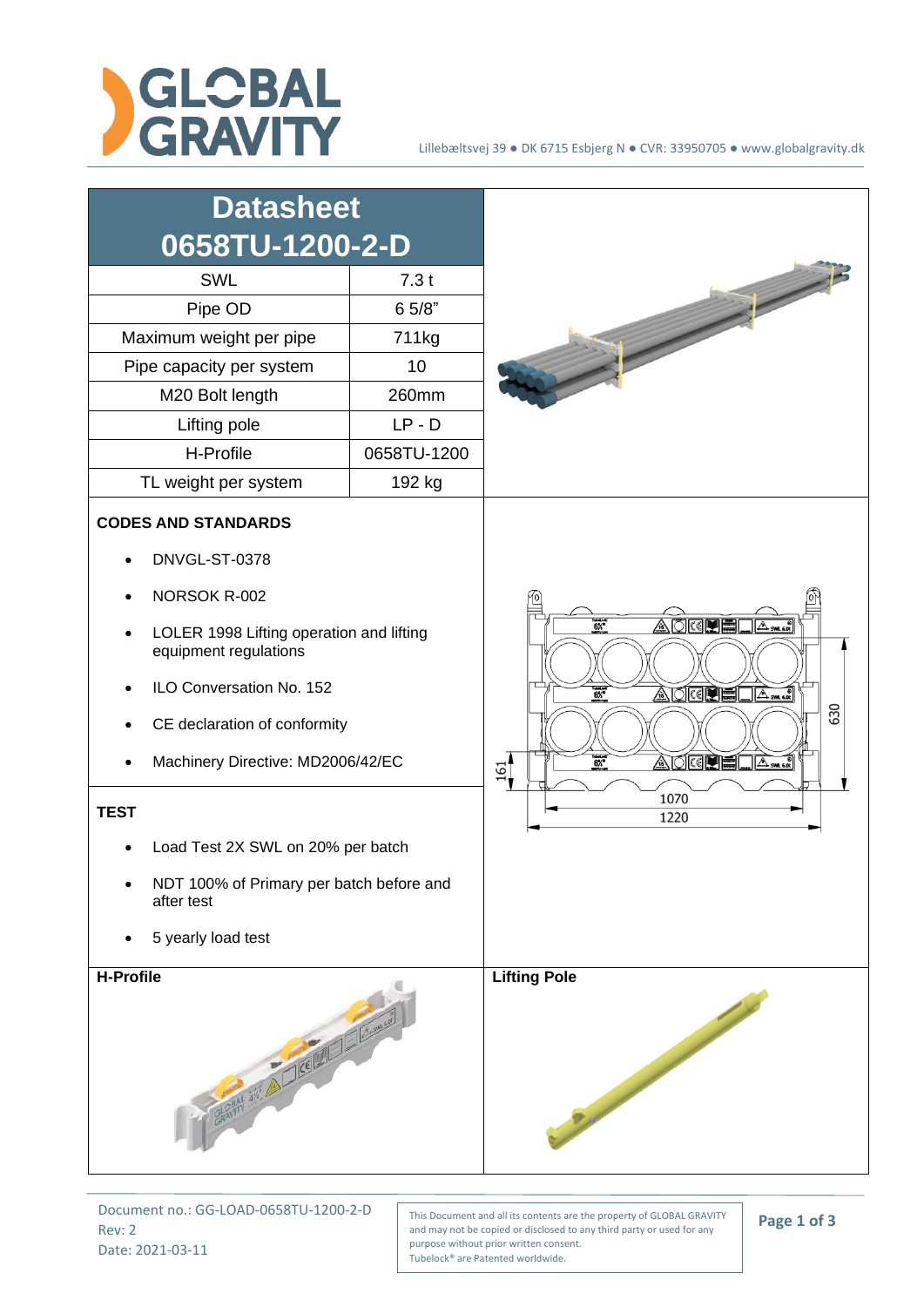# Datasheet 0658TU-1200-2-D

| SWL | 7.3 t |
|---|---|
| Pipe OD | 6 5/8" |
| Maximum weight per pipe | 711kg |
| Pipe capacity per system | 10 |
| M20 Bolt length | 260mm |
| Lifting pole | LP - D |
| H-Profile | 0658TU-1200 |
| TL weight per system | 192 kg |

**CODES AND STANDARDS**

- DNVGL-ST-0378
- NORSOK R-002
- LOLER 1998 Lifting operation and lifting equipment regulations
- ILO Conversation No. 152
- CE declaration of conformity
- Machinery Directive: MD2006/42/EC

**TEST**

- Load Test 2X SWL on 20% per batch
- NDT 100% of Primary per batch before and after test
- 5 yearly load test

**H-Profile**

**Lifting Pole**

Document no.: GG-LOAD-0658TU-1200-2-D
Rev: 2
Date: 2021-03-11

This Document and all its contents are the property of GLOBAL GRAVITY and may not be copied or disclosed to any third party or used for any purpose without prior written consent.
Tubelock® are Patented worldwide.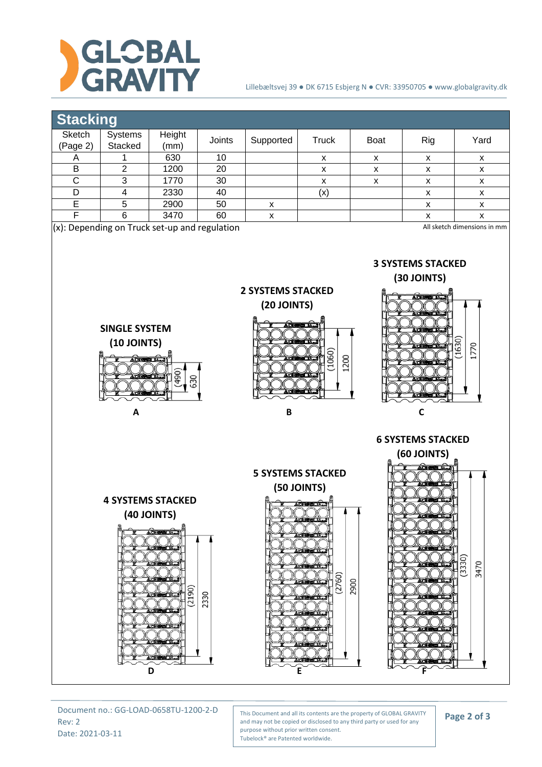## Stacking

| Sketch (Page 2) | Systems Stacked | Height (mm) | Joints | Supported | Truck | Boat | Rig | Yard |
|---|---|---|---|---|---|---|---|---|
| A | 1 | 630 | 10 | | x | x | x | x |
| B | 2 | 1200 | 20 | | x | x | x | x |
| C | 3 | 1770 | 30 | | x | x | x | x |
| D | 4 | 2330 | 40 | | (x) | | x | x |
| E | 5 | 2900 | 50 | x | | | x | x |
| F | 6 | 3470 | 60 | x | | | x | x |

(x): Depending on Truck set-up and regulation

All sketch dimensions in mm

**SINGLE SYSTEM (10 JOINTS)**

(490) 630

A

**2 SYSTEMS STACKED (20 JOINTS)**

(1060) 1200

B

**3 SYSTEMS STACKED (30 JOINTS)**

(1630) 1770

C

**4 SYSTEMS STACKED (40 JOINTS)**

(2190) 2330

D

**5 SYSTEMS STACKED (50 JOINTS)**

(2760) 2900

E

**6 SYSTEMS STACKED (60 JOINTS)**

(3330) 3470

F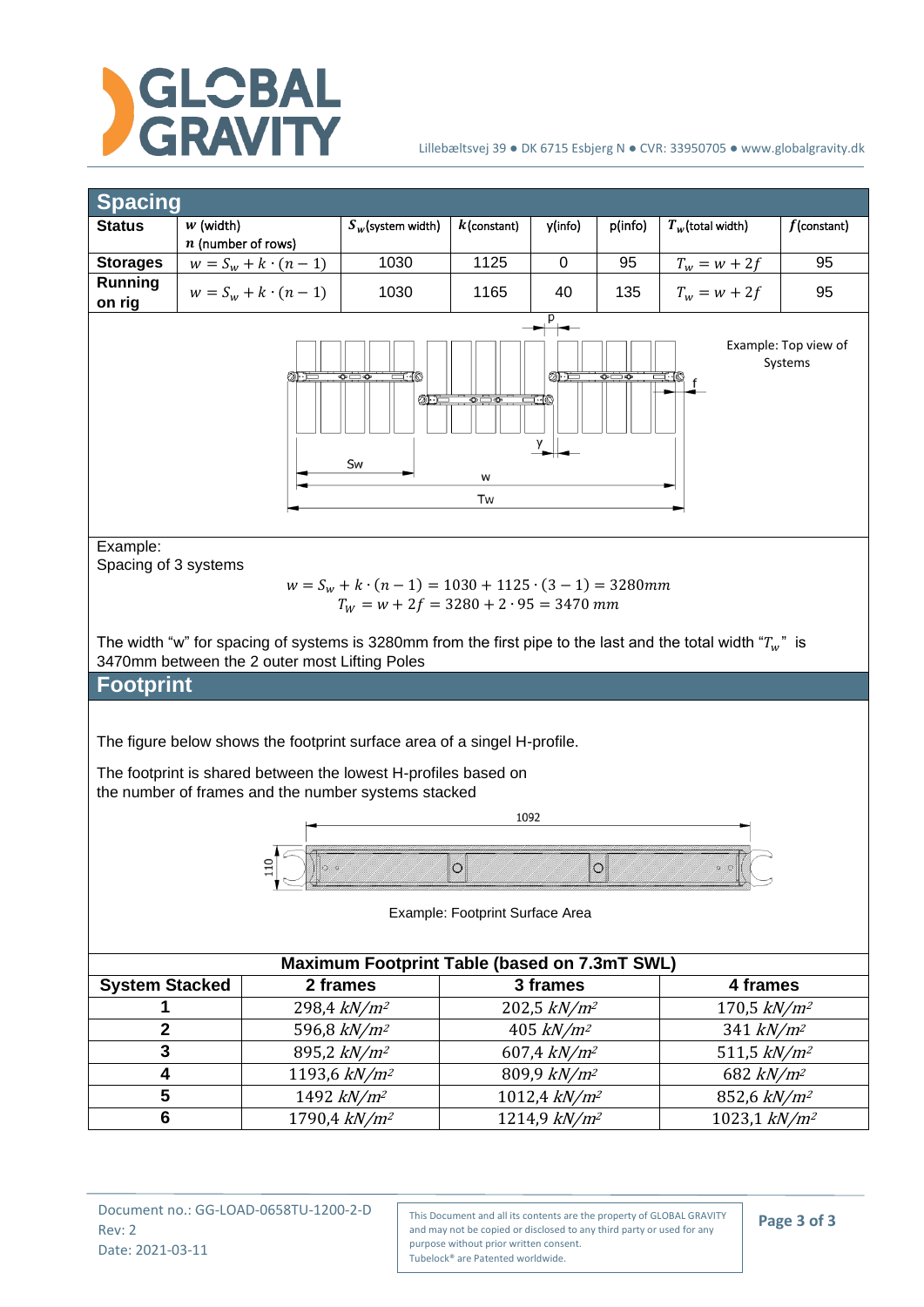## Spacing

| Status | $w$ (width)<br>$n$ (number of rows) | $S_w$(system width) | $k$(constant) | y(info) | p(info) | $T_w$(total width) | $f$(constant) |
|---|---|---|---|---|---|---|---|
| **Storages** | $w = S_w + k \cdot (n-1)$ | 1030 | 1125 | 0 | 95 | $T_w = w + 2f$ | 95 |
| **Running on rig** | $w = S_w + k \cdot (n-1)$ | 1030 | 1165 | 40 | 135 | $T_w = w + 2f$ | 95 |

Example: Top view of Systems

p

f

y

Sw

w

Tw

Example:
Spacing of 3 systems

$$w = S_w + k \cdot (n-1) = 1030 + 1125 \cdot (3-1) = 3280mm$$
$$T_W = w + 2f = 3280 + 2 \cdot 95 = 3470\ mm$$

The width "w" for spacing of systems is 3280mm from the first pipe to the last and the total width "$T_w$" is 3470mm between the 2 outer most Lifting Poles

## Footprint

The figure below shows the footprint surface area of a singel H-profile.

The footprint is shared between the lowest H-profiles based on the number of frames and the number systems stacked

1092

110

Example: Footprint Surface Area

**Maximum Footprint Table (based on 7.3mT SWL)**

| System Stacked | 2 frames | 3 frames | 4 frames |
|---|---|---|---|
| 1 | 298,4 $kN/m^2$ | 202,5 $kN/m^2$ | 170,5 $kN/m^2$ |
| 2 | 596,8 $kN/m^2$ | 405 $kN/m^2$ | 341 $kN/m^2$ |
| 3 | 895,2 $kN/m^2$ | 607,4 $kN/m^2$ | 511,5 $kN/m^2$ |
| 4 | 1193,6 $kN/m^2$ | 809,9 $kN/m^2$ | 682 $kN/m^2$ |
| 5 | 1492 $kN/m^2$ | 1012,4 $kN/m^2$ | 852,6 $kN/m^2$ |
| 6 | 1790,4 $kN/m^2$ | 1214,9 $kN/m^2$ | 1023,1 $kN/m^2$ |